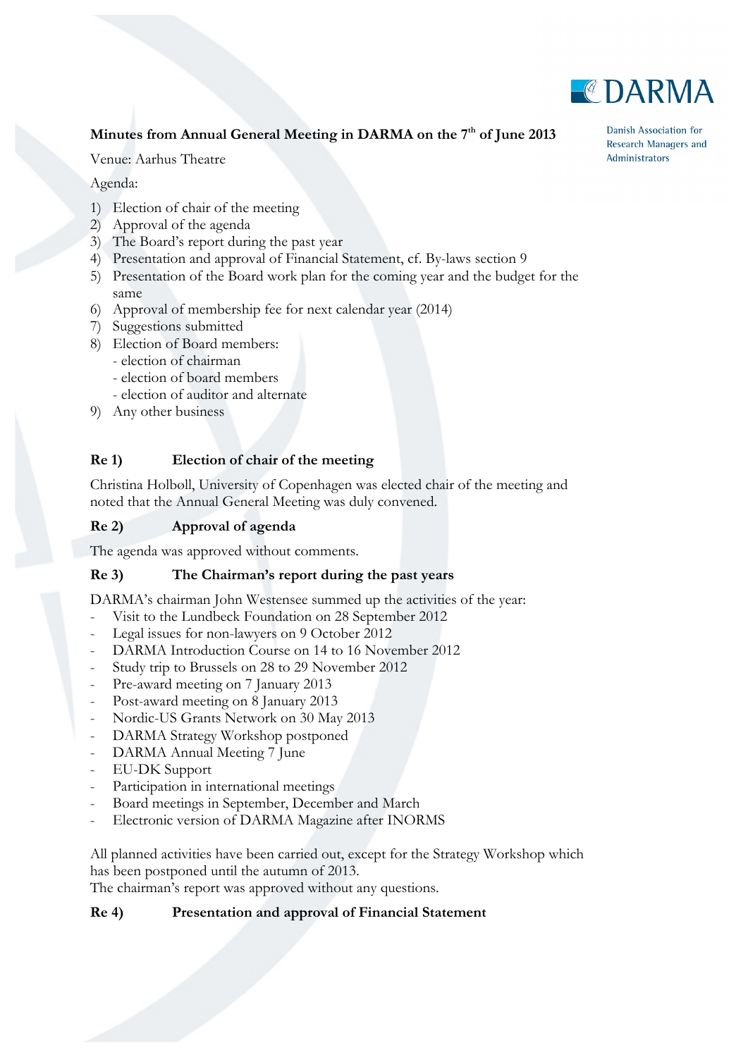DARMA

Danish Association for Research Managers and Administrators

# Minutes from Annual General Meeting in DARMA on the 7th of June 2013

Venue: Aarhus Theatre

Agenda:

1) Election of chair of the meeting
2) Approval of the agenda
3) The Board's report during the past year
4) Presentation and approval of Financial Statement, cf. By-laws section 9
5) Presentation of the Board work plan for the coming year and the budget for the same
6) Approval of membership fee for next calendar year (2014)
7) Suggestions submitted
8) Election of Board members:
   - election of chairman
   - election of board members
   - election of auditor and alternate
9) Any other business

## Re 1) Election of chair of the meeting

Christina Holbøll, University of Copenhagen was elected chair of the meeting and noted that the Annual General Meeting was duly convened.

## Re 2) Approval of agenda

The agenda was approved without comments.

## Re 3) The Chairman's report during the past years

DARMA's chairman John Westensee summed up the activities of the year:

- Visit to the Lundbeck Foundation on 28 September 2012
- Legal issues for non-lawyers on 9 October 2012
- DARMA Introduction Course on 14 to 16 November 2012
- Study trip to Brussels on 28 to 29 November 2012
- Pre-award meeting on 7 January 2013
- Post-award meeting on 8 January 2013
- Nordic-US Grants Network on 30 May 2013
- DARMA Strategy Workshop postponed
- DARMA Annual Meeting 7 June
- EU-DK Support
- Participation in international meetings
- Board meetings in September, December and March
- Electronic version of DARMA Magazine after INORMS

All planned activities have been carried out, except for the Strategy Workshop which has been postponed until the autumn of 2013.
The chairman's report was approved without any questions.

## Re 4) Presentation and approval of Financial Statement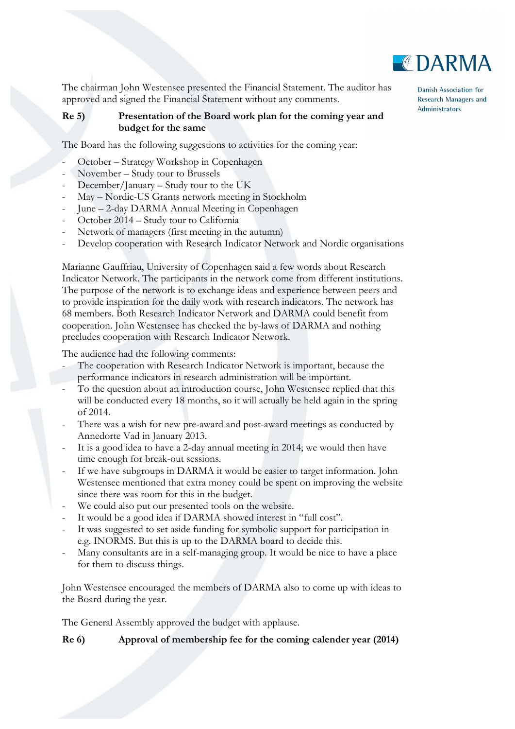The chairman John Westensee presented the Financial Statement. The auditor has approved and signed the Financial Statement without any comments.

**Re 5) Presentation of the Board work plan for the coming year and budget for the same**

The Board has the following suggestions to activities for the coming year:

- October – Strategy Workshop in Copenhagen
- November – Study tour to Brussels
- December/January – Study tour to the UK
- May – Nordic-US Grants network meeting in Stockholm
- June – 2-day DARMA Annual Meeting in Copenhagen
- October 2014 – Study tour to California
- Network of managers (first meeting in the autumn)
- Develop cooperation with Research Indicator Network and Nordic organisations

Marianne Gauffriau, University of Copenhagen said a few words about Research Indicator Network. The participants in the network come from different institutions. The purpose of the network is to exchange ideas and experience between peers and to provide inspiration for the daily work with research indicators. The network has 68 members. Both Research Indicator Network and DARMA could benefit from cooperation. John Westensee has checked the by-laws of DARMA and nothing precludes cooperation with Research Indicator Network.

The audience had the following comments:

- The cooperation with Research Indicator Network is important, because the performance indicators in research administration will be important.
- To the question about an introduction course, John Westensee replied that this will be conducted every 18 months, so it will actually be held again in the spring of 2014.
- There was a wish for new pre-award and post-award meetings as conducted by Annedorte Vad in January 2013.
- It is a good idea to have a 2-day annual meeting in 2014; we would then have time enough for break-out sessions.
- If we have subgroups in DARMA it would be easier to target information. John Westensee mentioned that extra money could be spent on improving the website since there was room for this in the budget.
- We could also put our presented tools on the website.
- It would be a good idea if DARMA showed interest in "full cost".
- It was suggested to set aside funding for symbolic support for participation in e.g. INORMS. But this is up to the DARMA board to decide this.
- Many consultants are in a self-managing group. It would be nice to have a place for them to discuss things.

John Westensee encouraged the members of DARMA also to come up with ideas to the Board during the year.

The General Assembly approved the budget with applause.

**Re 6) Approval of membership fee for the coming calender year (2014)**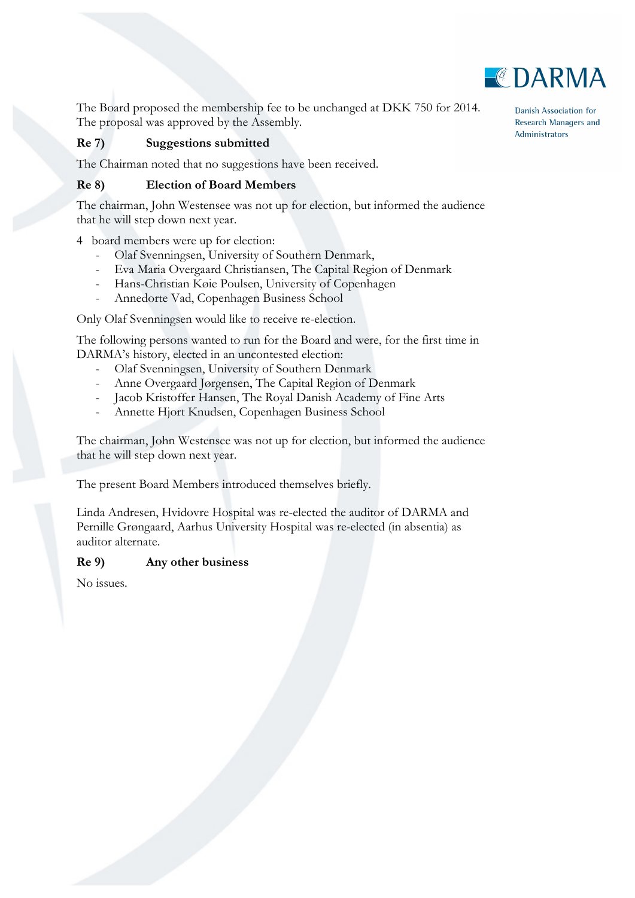The Board proposed the membership fee to be unchanged at DKK 750 for 2014. The proposal was approved by the Assembly.

**Re 7) Suggestions submitted**

The Chairman noted that no suggestions have been received.

**Re 8) Election of Board Members**

The chairman, John Westensee was not up for election, but informed the audience that he will step down next year.

4 board members were up for election:

- Olaf Svenningsen, University of Southern Denmark,
- Eva Maria Overgaard Christiansen, The Capital Region of Denmark
- Hans-Christian Køie Poulsen, University of Copenhagen
- Annedorte Vad, Copenhagen Business School

Only Olaf Svenningsen would like to receive re-election.

The following persons wanted to run for the Board and were, for the first time in DARMA's history, elected in an uncontested election:

- Olaf Svenningsen, University of Southern Denmark
- Anne Overgaard Jørgensen, The Capital Region of Denmark
- Jacob Kristoffer Hansen, The Royal Danish Academy of Fine Arts
- Annette Hjort Knudsen, Copenhagen Business School

The chairman, John Westensee was not up for election, but informed the audience that he will step down next year.

The present Board Members introduced themselves briefly.

Linda Andresen, Hvidovre Hospital was re-elected the auditor of DARMA and Pernille Grøngaard, Aarhus University Hospital was re-elected (in absentia) as auditor alternate.

**Re 9) Any other business**

No issues.